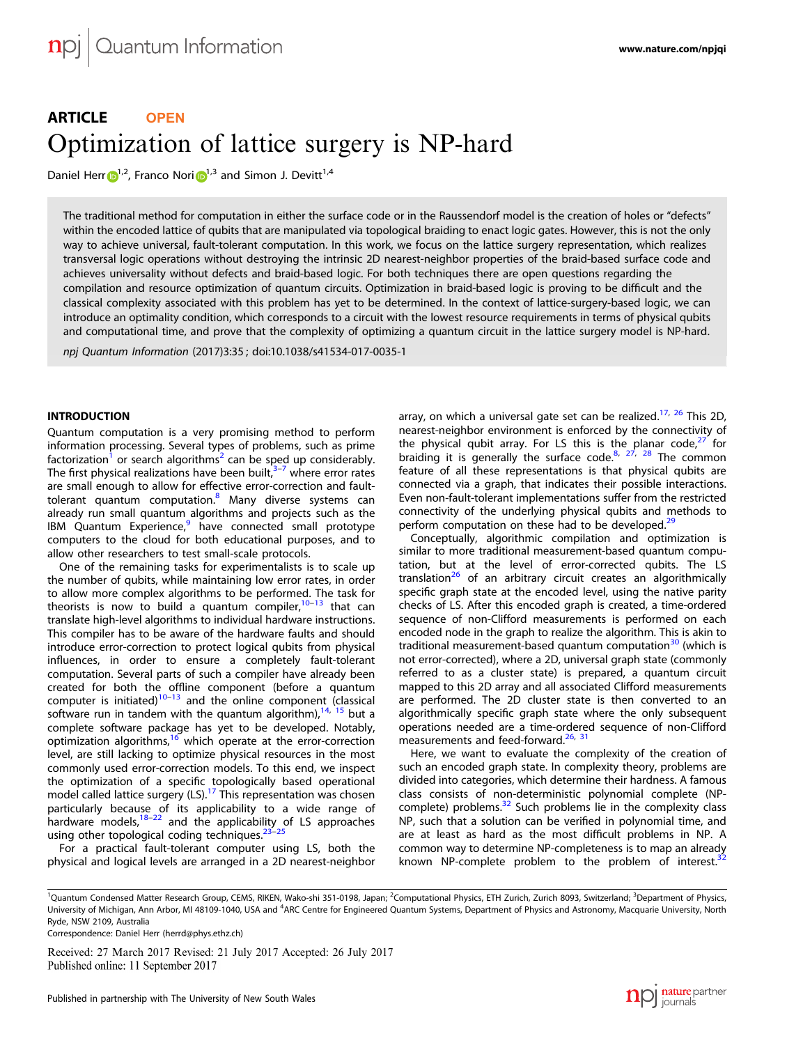ARTICLE OPEN

# Optimization of lattice surgery is NP-hard

Daniel Herr[1,2], Franco Nori[1,3] and Simon J. Devitt[1,4]

The traditional method for computation in either the surface code or in the Raussendorf model is the creation of holes or "defects" within the encoded lattice of qubits that are manipulated via topological braiding to enact logic gates. However, this is not the only way to achieve universal, fault-tolerant computation. In this work, we focus on the lattice surgery representation, which realizes transversal logic operations without destroying the intrinsic 2D nearest-neighbor properties of the braid-based surface code and achieves universality without defects and braid-based logic. For both techniques there are open questions regarding the compilation and resource optimization of quantum circuits. Optimization in braid-based logic is proving to be difficult and the classical complexity associated with this problem has yet to be determined. In the context of lattice-surgery-based logic, we can introduce an optimality condition, which corresponds to a circuit with the lowest resource requirements in terms of physical qubits and computational time, and prove that the complexity of optimizing a quantum circuit in the lattice surgery model is NP-hard.

*npj Quantum Information* (2017)3:35 ; doi:10.1038/s41534-017-0035-1

## INTRODUCTION

Quantum computation is a very promising method to perform information processing. Several types of problems, such as prime factorization[1] or search algorithms[2] can be sped up considerably. The first physical realizations have been built,[3–7] where error rates are small enough to allow for effective error-correction and fault-tolerant quantum computation.[8] Many diverse systems can already run small quantum algorithms and projects such as the IBM Quantum Experience,[9] have connected small prototype computers to the cloud for both educational purposes, and to allow other researchers to test small-scale protocols.

One of the remaining tasks for experimentalists is to scale up the number of qubits, while maintaining low error rates, in order to allow more complex algorithms to be performed. The task for theorists is now to build a quantum compiler,[10–13] that can translate high-level algorithms to individual hardware instructions. This compiler has to be aware of the hardware faults and should introduce error-correction to protect logical qubits from physical influences, in order to ensure a completely fault-tolerant computation. Several parts of such a compiler have already been created for both the offline component (before a quantum computer is initiated)[10–13] and the online component (classical software run in tandem with the quantum algorithm),[14, 15] but a complete software package has yet to be developed. Notably, optimization algorithms,[16] which operate at the error-correction level, are still lacking to optimize physical resources in the most commonly used error-correction models. To this end, we inspect the optimization of a specific topologically based operational model called lattice surgery (LS).[17] This representation was chosen particularly because of its applicability to a wide range of hardware models,[18–22] and the applicability of LS approaches using other topological coding techniques.[23–25]

For a practical fault-tolerant computer using LS, both the physical and logical levels are arranged in a 2D nearest-neighbor array, on which a universal gate set can be realized.[17, 26] This 2D, nearest-neighbor environment is enforced by the connectivity of the physical qubit array. For LS this is the planar code,[27] for braiding it is generally the surface code.[8, 27, 28] The common feature of all these representations is that physical qubits are connected via a graph, that indicates their possible interactions. Even non-fault-tolerant implementations suffer from the restricted connectivity of the underlying physical qubits and methods to perform computation on these had to be developed.[29]

Conceptually, algorithmic compilation and optimization is similar to more traditional measurement-based quantum computation, but at the level of error-corrected qubits. The LS translation[26] of an arbitrary circuit creates an algorithmically specific graph state at the encoded level, using the native parity checks of LS. After this encoded graph is created, a time-ordered sequence of non-Clifford measurements is performed on each encoded node in the graph to realize the algorithm. This is akin to traditional measurement-based quantum computation[30] (which is not error-corrected), where a 2D, universal graph state (commonly referred to as a cluster state) is prepared, a quantum circuit mapped to this 2D array and all associated Clifford measurements are performed. The 2D cluster state is then converted to an algorithmically specific graph state where the only subsequent operations needed are a time-ordered sequence of non-Clifford measurements and feed-forward.[26, 31]

Here, we want to evaluate the complexity of the creation of such an encoded graph state. In complexity theory, problems are divided into categories, which determine their hardness. A famous class consists of non-deterministic polynomial complete (NP-complete) problems.[32] Such problems lie in the complexity class NP, such that a solution can be verified in polynomial time, and are at least as hard as the most difficult problems in NP. A common way to determine NP-completeness is to map an already known NP-complete problem to the problem of interest.[32]

[1]Quantum Condensed Matter Research Group, CEMS, RIKEN, Wako-shi 351-0198, Japan; [2]Computational Physics, ETH Zurich, Zurich 8093, Switzerland; [3]Department of Physics, University of Michigan, Ann Arbor, MI 48109-1040, USA and [4]ARC Centre for Engineered Quantum Systems, Department of Physics and Astronomy, Macquarie University, North Ryde, NSW 2109, Australia
Correspondence: Daniel Herr (herrd@phys.ethz.ch)

Received: 27 March 2017 Revised: 21 July 2017 Accepted: 26 July 2017
Published online: 11 September 2017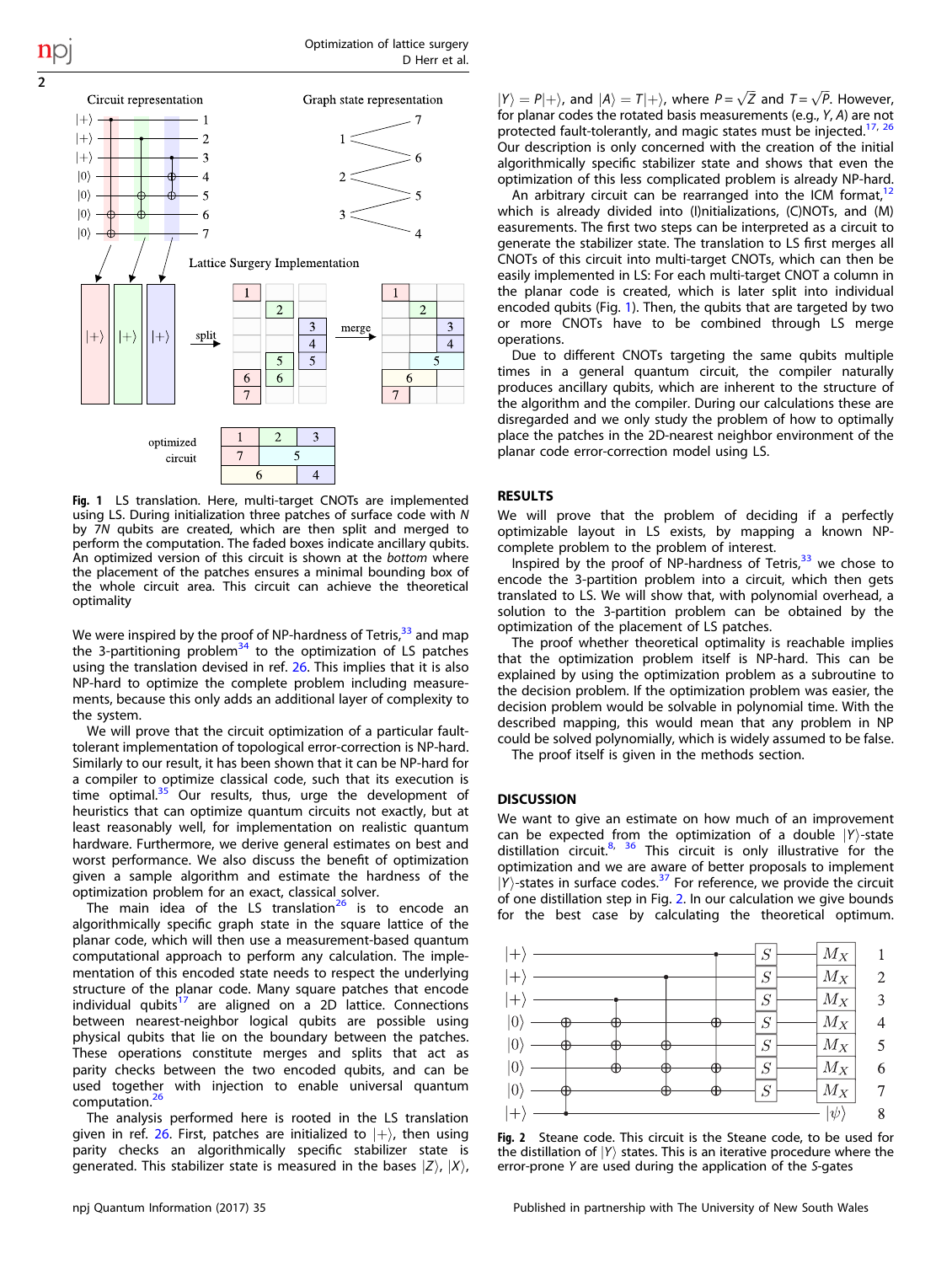We were inspired by the proof of NP-hardness of Tetris,[33] and map the 3-partitioning problem[34] to the optimization of LS patches using the translation devised in ref. 26. This implies that it is also NP-hard to optimize the complete problem including measurements, because this only adds an additional layer of complexity to the system.

We will prove that the circuit optimization of a particular fault-tolerant implementation of topological error-correction is NP-hard. Similarly to our result, it has been shown that it can be NP-hard for a compiler to optimize classical code, such that its execution is time optimal.[35] Our results, thus, urge the development of heuristics that can optimize quantum circuits not exactly, but at least reasonably well, for implementation on realistic quantum hardware. Furthermore, we derive general estimates on best and worst performance. We also discuss the benefit of optimization given a sample algorithm and estimate the hardness of the optimization problem for an exact, classical solver.

The main idea of the LS translation[26] is to encode an algorithmically specific graph state in the square lattice of the planar code, which will then use a measurement-based quantum computational approach to perform any calculation. The implementation of this encoded state needs to respect the underlying structure of the planar code. Many square patches that encode individual qubits[17] are aligned on a 2D lattice. Connections between nearest-neighbor logical qubits are possible using physical qubits that lie on the boundary between the patches. These operations constitute merges and splits that act as parity checks between the two encoded qubits, and can be used together with injection to enable universal quantum computation.[26]

The analysis performed here is rooted in the LS translation given in ref. 26. First, patches are initialized to $|+\rangle$, then using parity checks an algorithmically specific stabilizer state is generated. This stabilizer state is measured in the bases $|Z\rangle$, $|X\rangle$, $|Y\rangle = P|+\rangle$, and $|A\rangle = T|+\rangle$, where $P = \sqrt{Z}$ and $T = \sqrt{P}$. However, for planar codes the rotated basis measurements (e.g., $Y$, $A$) are not protected fault-tolerantly, and magic states must be injected.[17,26] Our description is only concerned with the creation of the initial algorithmically specific stabilizer state and shows that even the optimization of this less complicated problem is already NP-hard.

An arbitrary circuit can be rearranged into the ICM format,[12] which is already divided into (I)nitializations, (C)NOTs, and (M)easurements. The first two steps can be interpreted as a circuit to generate the stabilizer state. The translation to LS first merges all CNOTs of this circuit into multi-target CNOTs, which can then be easily implemented in LS: For each multi-target CNOT a column in the planar code is created, which is later split into individual encoded qubits (Fig. 1). Then, the qubits that are targeted by two or more CNOTs have to be combined through LS merge operations.

Due to different CNOTs targeting the same qubits multiple times in a general quantum circuit, the compiler naturally produces ancillary qubits, which are inherent to the structure of the algorithm and the compiler. During our calculations these are disregarded and we only study the problem of how to optimally place the patches in the 2D-nearest neighbor environment of the planar code error-correction model using LS.

**Fig. 1** LS translation. Here, multi-target CNOTs are implemented using LS. During initialization three patches of surface code with $N$ by $7N$ qubits are created, which are then split and merged to perform the computation. The faded boxes indicate ancillary qubits. An optimized version of this circuit is shown at the *bottom* where the placement of the patches ensures a minimal bounding box of the whole circuit area. This circuit can achieve the theoretical optimality

## RESULTS

We will prove that the problem of deciding if a perfectly optimizable layout in LS exists, by mapping a known NP-complete problem to the problem of interest.

Inspired by the proof of NP-hardness of Tetris,[33] we chose to encode the 3-partition problem into a circuit, which then gets translated to LS. We will show that, with polynomial overhead, a solution to the 3-partition problem can be obtained by the optimization of the placement of LS patches.

The proof whether theoretical optimality is reachable implies that the optimization problem itself is NP-hard. This can be explained by using the optimization problem as a subroutine to the decision problem. If the optimization problem was easier, the decision problem would be solvable in polynomial time. With the described mapping, this would mean that any problem in NP could be solved polynomially, which is widely assumed to be false.

The proof itself is given in the methods section.

## DISCUSSION

We want to give an estimate on how much of an improvement can be expected from the optimization of a double $|Y\rangle$-state distillation circuit.[8,36] This circuit is only illustrative for the optimization and we are aware of better proposals to implement $|Y\rangle$-states in surface codes.[37] For reference, we provide the circuit of one distillation step in Fig. 2. In our calculation we give bounds for the best case by calculating the theoretical optimum.

**Fig. 2** Steane code. This circuit is the Steane code, to be used for the distillation of $|Y\rangle$ states. This is an iterative procedure where the error-prone $Y$ are used during the application of the $S$-gates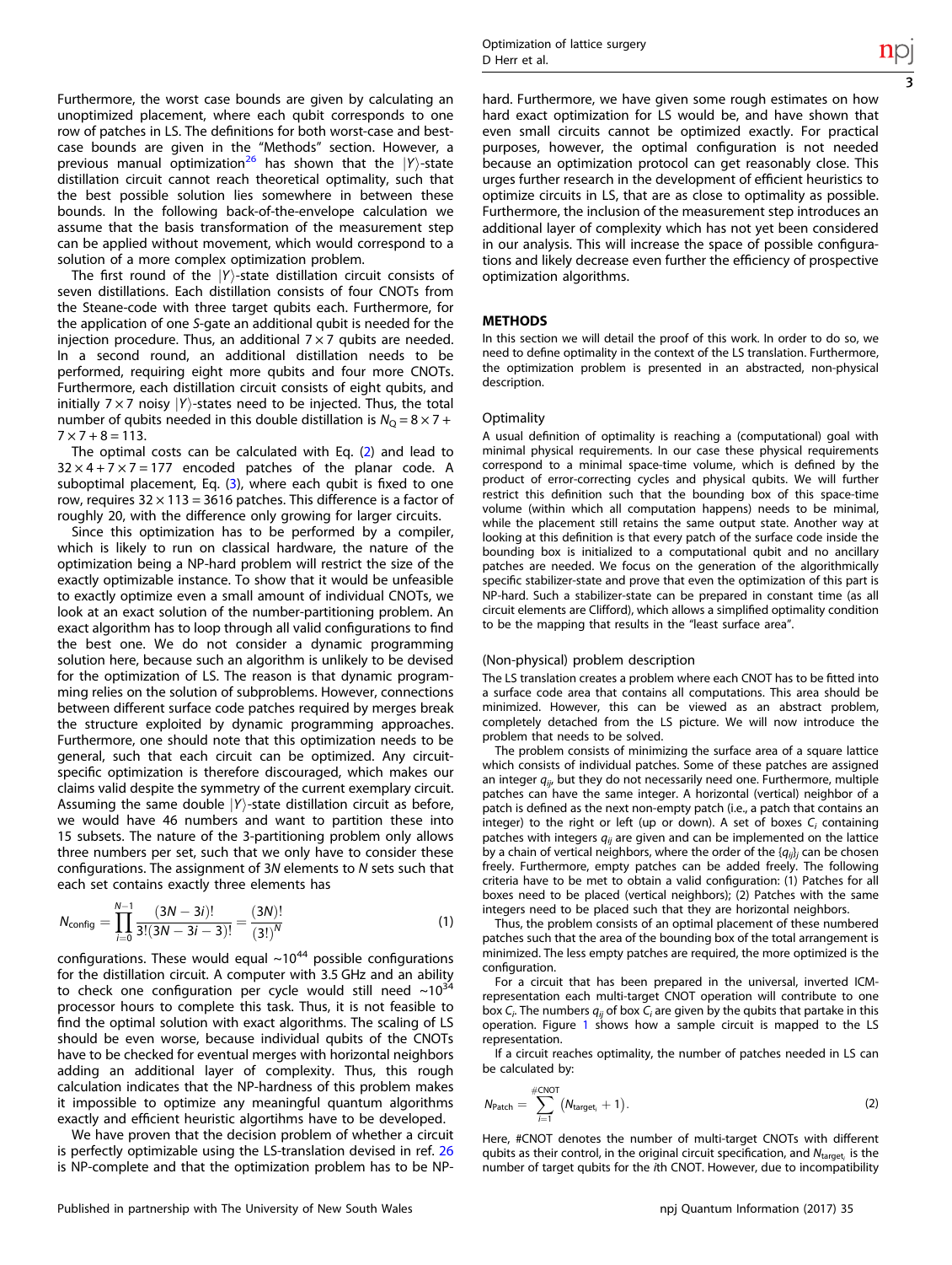Furthermore, the worst case bounds are given by calculating an unoptimized placement, where each qubit corresponds to one row of patches in LS. The definitions for both worst-case and best-case bounds are given in the "Methods" section. However, a previous manual optimization[26] has shown that the $|Y\rangle$-state distillation circuit cannot reach theoretical optimality, such that the best possible solution lies somewhere in between these bounds. In the following back-of-the-envelope calculation we assume that the basis transformation of the measurement step can be applied without movement, which would correspond to a solution of a more complex optimization problem.

The first round of the $|Y\rangle$-state distillation circuit consists of seven distillations. Each distillation consists of four CNOTs from the Steane-code with three target qubits each. Furthermore, for the application of one *S*-gate an additional qubit is needed for the injection procedure. Thus, an additional $7 \times 7$ qubits are needed. In a second round, an additional distillation needs to be performed, requiring eight more qubits and four more CNOTs. Furthermore, each distillation circuit consists of eight qubits, and initially $7 \times 7$ noisy $|Y\rangle$-states need to be injected. Thus, the total number of qubits needed in this double distillation is $N_Q = 8 \times 7 + 7 \times 7 + 8 = 113$.

The optimal costs can be calculated with Eq. (2) and lead to $32 \times 4 + 7 \times 7 = 177$ encoded patches of the planar code. A suboptimal placement, Eq. (3), where each qubit is fixed to one row, requires $32 \times 113 = 3616$ patches. This difference is a factor of roughly 20, with the difference only growing for larger circuits.

Since this optimization has to be performed by a compiler, which is likely to run on classical hardware, the nature of the optimization being a NP-hard problem will restrict the size of the exactly optimizable instance. To show that it would be unfeasible to exactly optimize even a small amount of individual CNOTs, we look at an exact solution of the number-partitioning problem. An exact algorithm has to loop through all valid configurations to find the best one. We do not consider a dynamic programming solution here, because such an algorithm is unlikely to be devised for the optimization of LS. The reason is that dynamic programming relies on the solution of subproblems. However, connections between different surface code patches required by merges break the structure exploited by dynamic programming approaches. Furthermore, one should note that this optimization needs to be general, such that each circuit can be optimized. Any circuit-specific optimization is therefore discouraged, which makes our claims valid despite the symmetry of the current exemplary circuit. Assuming the same double $|Y\rangle$-state distillation circuit as before, we would have 46 numbers and want to partition these into 15 subsets. The nature of the 3-partitioning problem only allows three numbers per set, such that we only have to consider these configurations. The assignment of $3N$ elements to $N$ sets such that each set contains exactly three elements has

$$N_{\text{config}} = \prod_{i=0}^{N-1} \frac{(3N - 3i)!}{3!(3N - 3i - 3)!} = \frac{(3N)!}{(3!)^N} \tag{1}$$

configurations. These would equal $\sim 10^{44}$ possible configurations for the distillation circuit. A computer with 3.5 GHz and an ability to check one configuration per cycle would still need $\sim 10^{34}$ processor hours to complete this task. Thus, it is not feasible to find the optimal solution with exact algorithms. The scaling of LS should be even worse, because individual qubits of the CNOTs have to be checked for eventual merges with horizontal neighbors adding an additional layer of complexity. Thus, this rough calculation indicates that the NP-hardness of this problem makes it impossible to optimize any meaningful quantum algorithms exactly and efficient heuristic algortihms have to be developed.

We have proven that the decision problem of whether a circuit is perfectly optimizable using the LS-translation devised in ref. 26 is NP-complete and that the optimization problem has to be NP-hard. Furthermore, we have given some rough estimates on how hard exact optimization for LS would be, and have shown that even small circuits cannot be optimized exactly. For practical purposes, however, the optimal configuration is not needed because an optimization protocol can get reasonably close. This urges further research in the development of efficient heuristics to optimize circuits in LS, that are as close to optimality as possible. Furthermore, the inclusion of the measurement step introduces an additional layer of complexity which has not yet been considered in our analysis. This will increase the space of possible configurations and likely decrease even further the efficiency of prospective optimization algorithms.

## METHODS

In this section we will detail the proof of this work. In order to do so, we need to define optimality in the context of the LS translation. Furthermore, the optimization problem is presented in an abstracted, non-physical description.

### Optimality

A usual definition of optimality is reaching a (computational) goal with minimal physical requirements. In our case these physical requirements correspond to a minimal space-time volume, which is defined by the product of error-correcting cycles and physical qubits. We will further restrict this definition such that the bounding box of this space-time volume (within which all computation happens) needs to be minimal, while the placement still retains the same output state. Another way at looking at this definition is that every patch of the surface code inside the bounding box is initialized to a computational qubit and no ancillary patches are needed. We focus on the generation of the algorithmically specific stabilizer-state and prove that even the optimization of this part is NP-hard. Such a stabilizer-state can be prepared in constant time (as all circuit elements are Clifford), which allows a simplified optimality condition to be the mapping that results in the "least surface area".

### (Non-physical) problem description

The LS translation creates a problem where each CNOT has to be fitted into a surface code area that contains all computations. This area should be minimized. However, this can be viewed as an abstract problem, completely detached from the LS picture. We will now introduce the problem that needs to be solved.

The problem consists of minimizing the surface area of a square lattice which consists of individual patches. Some of these patches are assigned an integer $q_{ij}$, but they do not necessarily need one. Furthermore, multiple patches can have the same integer. A horizontal (vertical) neighbor of a patch is defined as the next non-empty patch (i.e., a patch that contains an integer) to the right or left (up or down). A set of boxes $C_i$ containing patches with integers $q_{ij}$ are given and can be implemented on the lattice by a chain of vertical neighbors, where the order of the $\{q_{ij}\}_j$ can be chosen freely. Furthermore, empty patches can be added freely. The following criteria have to be met to obtain a valid configuration: (1) Patches for all boxes need to be placed (vertical neighbors); (2) Patches with the same integers need to be placed such that they are horizontal neighbors.

Thus, the problem consists of an optimal placement of these numbered patches such that the area of the bounding box of the total arrangement is minimized. The less empty patches are required, the more optimized is the configuration.

For a circuit that has been prepared in the universal, inverted ICM-representation each multi-target CNOT operation will contribute to one box $C_i$. The numbers $q_{ij}$ of box $C_i$ are given by the qubits that partake in this operation. Figure 1 shows how a sample circuit is mapped to the LS representation.

If a circuit reaches optimality, the number of patches needed in LS can be calculated by:

$$N_{\text{Patch}} = \sum_{i=1}^{\#\text{CNOT}} \left(N_{\text{target}_i} + 1\right). \tag{2}$$

Here, #CNOT denotes the number of multi-target CNOTs with different qubits as their control, in the original circuit specification, and $N_{\text{target}_i}$ is the number of target qubits for the *i*th CNOT. However, due to incompatibility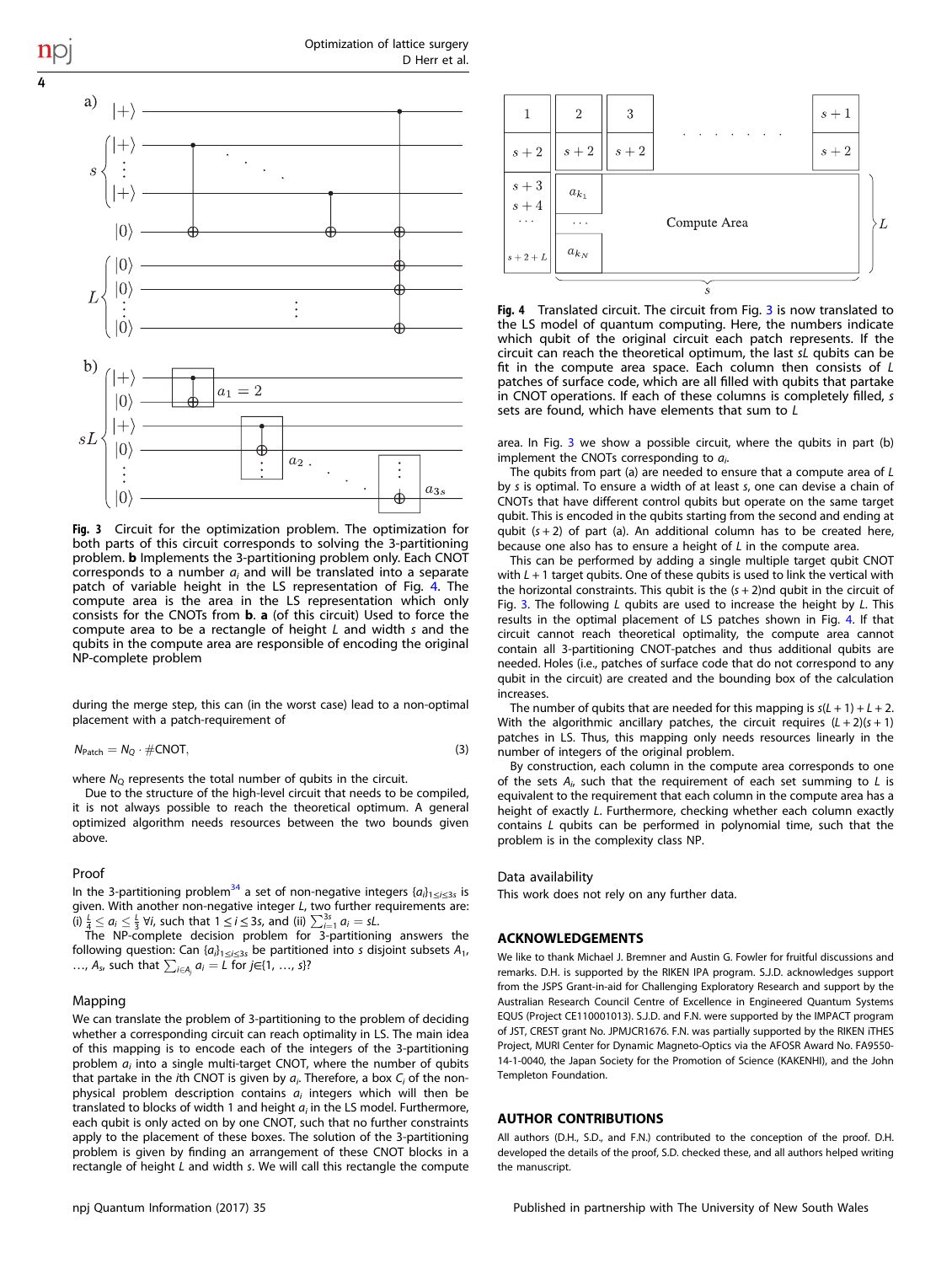**Fig. 3** Circuit for the optimization problem. The optimization for both parts of this circuit corresponds to solving the 3-partitioning problem. **b** Implements the 3-partitioning problem only. Each CNOT corresponds to a number $a_i$ and will be translated into a separate patch of variable height in the LS representation of Fig. 4. The compute area is the area in the LS representation which only consists for the CNOTs from **b**. **a** (of this circuit) Used to force the compute area to be a rectangle of height $L$ and width $s$ and the qubits in the compute area are responsible of encoding the original NP-complete problem

during the merge step, this can (in the worst case) lead to a non-optimal placement with a patch-requirement of

$$N_{\text{Patch}} = N_{\text{Q}} \cdot \#\text{CNOT}, \tag{3}$$

where $N_{\text{Q}}$ represents the total number of qubits in the circuit.

Due to the structure of the high-level circuit that needs to be compiled, it is not always possible to reach the theoretical optimum. A general optimized algorithm needs resources between the two bounds given above.

### Proof

In the 3-partitioning problem[34] a set of non-negative integers $\{a_i\}_{1 \leq i \leq 3s}$ is given. With another non-negative integer $L$, two further requirements are: (i) $\frac{L}{4} \leq a_i \leq \frac{L}{3}$ $\forall i$, such that $1 \leq i \leq 3s$, and (ii) $\sum_{i=1}^{3s} a_i = sL$.

The NP-complete decision problem for 3-partitioning answers the following question: Can $\{a_i\}_{1 \leq i \leq 3s}$ be partitioned into $s$ disjoint subsets $A_1, \ldots, A_s$, such that $\sum_{i \in A_j} a_i = L$ for $j \in \{1, \ldots, s\}$?

### Mapping

We can translate the problem of 3-partitioning to the problem of deciding whether a corresponding circuit can reach optimality in LS. The main idea of this mapping is to encode each of the integers of the 3-partitioning problem $a_i$ into a single multi-target CNOT, where the number of qubits that partake in the $i$th CNOT is given by $a_i$. Therefore, a box $C_i$ of the non-physical problem description contains $a_i$ integers which will then be translated to blocks of width 1 and height $a_i$ in the LS model. Furthermore, each qubit is only acted on by one CNOT, such that no further constraints apply to the placement of these boxes. The solution of the 3-partitioning problem is given by finding an arrangement of these CNOT blocks in a rectangle of height $L$ and width $s$. We will call this rectangle the compute area. In Fig. 3 we show a possible circuit, where the qubits in part (b) implement the CNOTs corresponding to $a_i$.

The qubits from part (a) are needed to ensure that a compute area of $L$ by $s$ is optimal. To ensure a width of at least $s$, one can devise a chain of CNOTs that have different control qubits but operate on the same target qubit. This is encoded in the qubits starting from the second and ending at qubit $(s+2)$ of part (a). An additional column has to be created here, because one also has to ensure a height of $L$ in the compute area.

This can be performed by adding a single multiple target qubit CNOT with $L+1$ target qubits. One of these qubits is used to link the vertical with the horizontal constraints. This qubit is the $(s+2)$nd qubit in the circuit of Fig. 3. The following $L$ qubits are used to increase the height by $L$. This results in the optimal placement of LS patches shown in Fig. 4. If that circuit cannot reach theoretical optimality, the compute area cannot contain all 3-partitioning CNOT-patches and thus additional qubits are needed. Holes (i.e., patches of surface code that do not correspond to any qubit in the circuit) are created and the bounding box of the calculation increases.

The number of qubits that are needed for this mapping is $s(L+1)+L+2$. With the algorithmic ancillary patches, the circuit requires $(L+2)(s+1)$ patches in LS. Thus, this mapping only needs resources linearly in the number of integers of the original problem.

By construction, each column in the compute area corresponds to one of the sets $A_i$, such that the requirement of each set summing to $L$ is equivalent to the requirement that each column in the compute area has a height of exactly $L$. Furthermore, checking whether each column exactly contains $L$ qubits can be performed in polynomial time, such that the problem is in the complexity class NP.

**Fig. 4** Translated circuit. The circuit from Fig. 3 is now translated to the LS model of quantum computing. Here, the numbers indicate which qubit of the original circuit each patch represents. If the circuit can reach the theoretical optimum, the last $sL$ qubits can be fit in the compute area space. Each column then consists of $L$ patches of surface code, which are all filled with qubits that partake in CNOT operations. If each of these columns is completely filled, $s$ sets are found, which have elements that sum to $L$

### Data availability

This work does not rely on any further data.

## ACKNOWLEDGEMENTS

We like to thank Michael J. Bremner and Austin G. Fowler for fruitful discussions and remarks. D.H. is supported by the RIKEN IPA program. S.J.D. acknowledges support from the JSPS Grant-in-aid for Challenging Exploratory Research and support by the Australian Research Council Centre of Excellence in Engineered Quantum Systems EQUS (Project CE110001013). S.J.D. and F.N. were supported by the IMPACT program of JST, CREST grant No. JPMJCR1676. F.N. was partially supported by the RIKEN iTHES Project, MURI Center for Dynamic Magneto-Optics via the AFOSR Award No. FA9550-14-1-0040, the Japan Society for the Promotion of Science (KAKENHI), and the John Templeton Foundation.

## AUTHOR CONTRIBUTIONS

All authors (D.H., S.D., and F.N.) contributed to the conception of the proof. D.H. developed the details of the proof, S.D. checked these, and all authors helped writing the manuscript.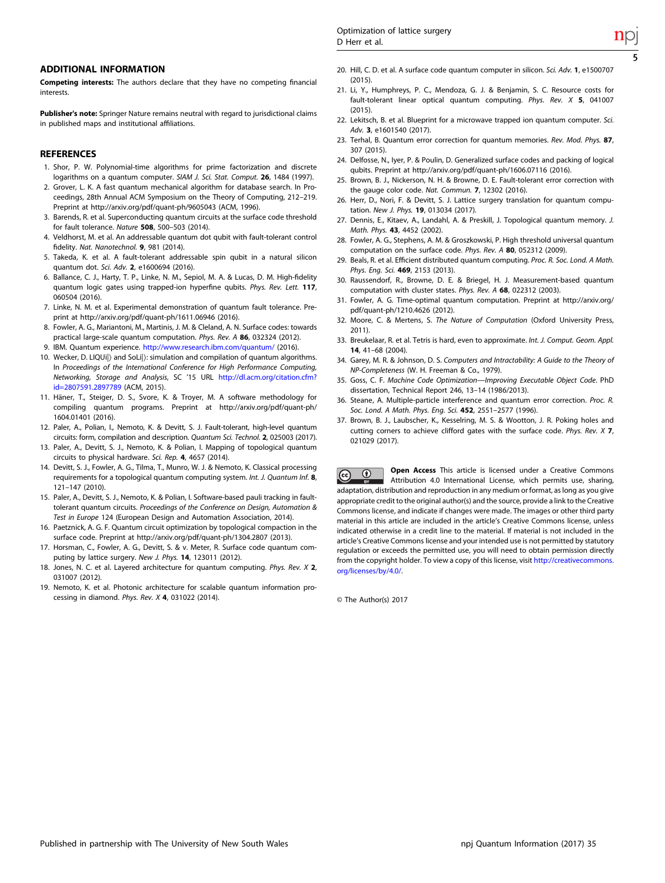## ADDITIONAL INFORMATION

**Competing interests:** The authors declare that they have no competing financial interests.

**Publisher's note:** Springer Nature remains neutral with regard to jurisdictional claims in published maps and institutional affiliations.

## REFERENCES

1. Shor, P. W. Polynomial-time algorithms for prime factorization and discrete logarithms on a quantum computer. *SIAM J. Sci. Stat. Comput.* **26**, 1484 (1997).
2. Grover, L. K. A fast quantum mechanical algorithm for database search. In Proceedings, 28th Annual ACM Symposium on the Theory of Computing, 212–219. Preprint at http://arxiv.org/pdf/quant-ph/9605043 (ACM, 1996).
3. Barends, R. et al. Superconducting quantum circuits at the surface code threshold for fault tolerance. *Nature* **508**, 500–503 (2014).
4. Veldhorst, M. et al. An addressable quantum dot qubit with fault-tolerant control fidelity. *Nat. Nanotechnol.* **9**, 981 (2014).
5. Takeda, K. et al. A fault-tolerant addressable spin qubit in a natural silicon quantum dot. *Sci. Adv.* **2**, e1600694 (2016).
6. Ballance, C. J., Harty, T. P., Linke, N. M., Sepiol, M. A. & Lucas, D. M. High-fidelity quantum logic gates using trapped-ion hyperfine qubits. *Phys. Rev. Lett.* **117**, 060504 (2016).
7. Linke, N. M. et al. Experimental demonstration of quantum fault tolerance. Preprint at http://arxiv.org/pdf/quant-ph/1611.06946 (2016).
8. Fowler, A. G., Mariantoni, M., Martinis, J. M. & Cleland, A. N. Surface codes: towards practical large-scale quantum computation. *Phys. Rev. A* **86**, 032324 (2012).
9. IBM. Quantum experience. http://www.research.ibm.com/quantum/ (2016).
10. Wecker, D. LIQUi|⟩ and SoLi|⟩: simulation and compilation of quantum algorithms. In *Proceedings of the International Conference for High Performance Computing, Networking, Storage and Analysis*, SC '15 URL http://dl.acm.org/citation.cfm?id=2807591.2897789 (ACM, 2015).
11. Häner, T., Steiger, D. S., Svore, K. & Troyer, M. A software methodology for compiling quantum programs. Preprint at http://arxiv.org/pdf/quant-ph/1604.01401 (2016).
12. Paler, A., Polian, I., Nemoto, K. & Devitt, S. J. Fault-tolerant, high-level quantum circuits: form, compilation and description. *Quantum Sci. Technol.* **2**, 025003 (2017).
13. Paler, A., Devitt, S. J., Nemoto, K. & Polian, I. Mapping of topological quantum circuits to physical hardware. *Sci. Rep.* **4**, 4657 (2014).
14. Devitt, S. J., Fowler, A. G., Tilma, T., Munro, W. J. & Nemoto, K. Classical processing requirements for a topological quantum computing system. *Int. J. Quantum Inf.* **8**, 121–147 (2010).
15. Paler, A., Devitt, S. J., Nemoto, K. & Polian, I. Software-based pauli tracking in fault-tolerant quantum circuits. *Proceedings of the Conference on Design, Automation & Test in Europe* 124 (European Design and Automation Association, 2014).
16. Paetznick, A. G. F. Quantum circuit optimization by topological compaction in the surface code. Preprint at http://arxiv.org/pdf/quant-ph/1304.2807 (2013).
17. Horsman, C., Fowler, A. G., Devitt, S. & v. Meter, R. Surface code quantum computing by lattice surgery. *New J. Phys.* **14**, 123011 (2012).
18. Jones, N. C. et al. Layered architecture for quantum computing. *Phys. Rev. X* **2**, 031007 (2012).
19. Nemoto, K. et al. Photonic architecture for scalable quantum information processing in diamond. *Phys. Rev. X* **4**, 031022 (2014).
20. Hill, C. D. et al. A surface code quantum computer in silicon. *Sci. Adv.* **1**, e1500707 (2015).
21. Li, Y., Humphreys, P. C., Mendoza, G. J. & Benjamin, S. C. Resource costs for fault-tolerant linear optical quantum computing. *Phys. Rev. X* **5**, 041007 (2015).
22. Lekitsch, B. et al. Blueprint for a microwave trapped ion quantum computer. *Sci. Adv.* **3**, e1601540 (2017).
23. Terhal, B. Quantum error correction for quantum memories. *Rev. Mod. Phys.* **87**, 307 (2015).
24. Delfosse, N., Iyer, P. & Poulin, D. Generalized surface codes and packing of logical qubits. Preprint at http://arxiv.org/pdf/quant-ph/1606.07116 (2016).
25. Brown, B. J., Nickerson, N. H. & Browne, D. E. Fault-tolerant error correction with the gauge color code. *Nat. Commun.* **7**, 12302 (2016).
26. Herr, D., Nori, F. & Devitt, S. J. Lattice surgery translation for quantum computation. *New J. Phys.* **19**, 013034 (2017).
27. Dennis, E., Kitaev, A., Landahl, A. & Preskill, J. Topological quantum memory. *J. Math. Phys.* **43**, 4452 (2002).
28. Fowler, A. G., Stephens, A. M. & Groszkowski, P. High threshold universal quantum computation on the surface code. *Phys. Rev. A* **80**, 052312 (2009).
29. Beals, R. et al. Efficient distributed quantum computing. *Proc. R. Soc. Lond. A Math. Phys. Eng. Sci.* **469**, 2153 (2013).
30. Raussendorf, R., Browne, D. E. & Briegel, H. J. Measurement-based quantum computation with cluster states. *Phys. Rev. A* **68**, 022312 (2003).
31. Fowler, A. G. Time-optimal quantum computation. Preprint at http://arxiv.org/pdf/quant-ph/1210.4626 (2012).
32. Moore, C. & Mertens, S. *The Nature of Computation* (Oxford University Press, 2011).
33. Breukelaar, R. et al. Tetris is hard, even to approximate. *Int. J. Comput. Geom. Appl.* **14**, 41–68 (2004).
34. Garey, M. R. & Johnson, D. S. *Computers and Intractability: A Guide to the Theory of NP-Completeness* (W. H. Freeman & Co., 1979).
35. Goss, C. F. *Machine Code Optimization—Improving Executable Object Code*. PhD dissertation, Technical Report 246, 13–14 (1986/2013).
36. Steane, A. Multiple-particle interference and quantum error correction. *Proc. R. Soc. Lond. A Math. Phys. Eng. Sci.* **452**, 2551–2577 (1996).
37. Brown, B. J., Laubscher, K., Kesselring, M. S. & Wootton, J. R. Poking holes and cutting corners to achieve clifford gates with the surface code. *Phys. Rev. X* **7**, 021029 (2017).

**Open Access** This article is licensed under a Creative Commons Attribution 4.0 International License, which permits use, sharing, adaptation, distribution and reproduction in any medium or format, as long as you give appropriate credit to the original author(s) and the source, provide a link to the Creative Commons license, and indicate if changes were made. The images or other third party material in this article are included in the article's Creative Commons license, unless indicated otherwise in a credit line to the material. If material is not included in the article's Creative Commons license and your intended use is not permitted by statutory regulation or exceeds the permitted use, you will need to obtain permission directly from the copyright holder. To view a copy of this license, visit http://creativecommons.org/licenses/by/4.0/.

© The Author(s) 2017